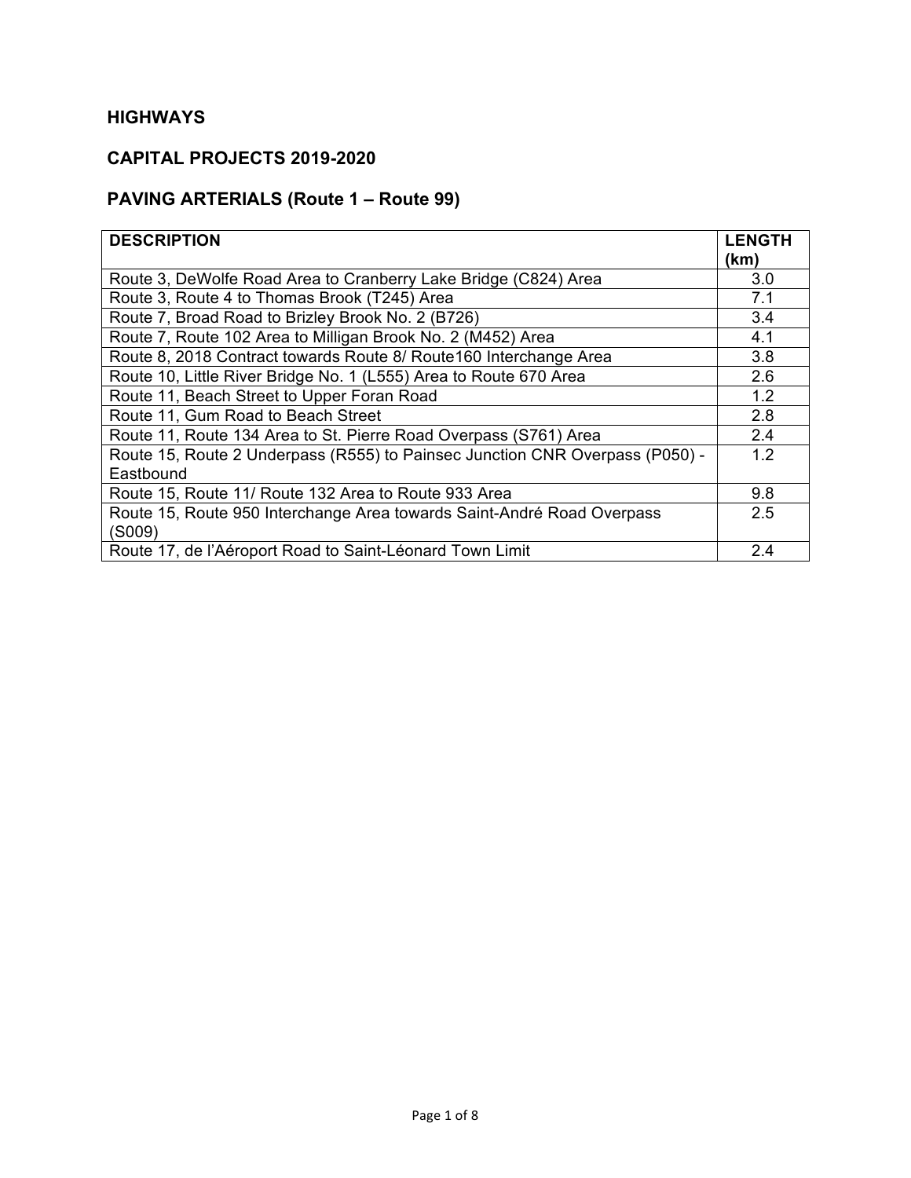# HIGHWAYS

## CAPITAL PROJECTS 2019-2020

## PAVING ARTERIALS (Route 1 – Route 99)

| DESCRIPTION | LENGTH (km) |
|---|---|
| Route 3, DeWolfe Road Area to Cranberry Lake Bridge (C824) Area | 3.0 |
| Route 3, Route 4 to Thomas Brook (T245) Area | 7.1 |
| Route 7, Broad Road to Brizley Brook No. 2 (B726) | 3.4 |
| Route 7, Route 102 Area to Milligan Brook No. 2 (M452) Area | 4.1 |
| Route 8, 2018 Contract towards Route 8/ Route160 Interchange Area | 3.8 |
| Route 10, Little River Bridge No. 1 (L555) Area to Route 670 Area | 2.6 |
| Route 11, Beach Street to Upper Foran Road | 1.2 |
| Route 11, Gum Road to Beach Street | 2.8 |
| Route 11, Route 134 Area to St. Pierre Road Overpass (S761) Area | 2.4 |
| Route 15, Route 2 Underpass (R555) to Painsec Junction CNR Overpass (P050) - Eastbound | 1.2 |
| Route 15, Route 11/ Route 132 Area to Route 933 Area | 9.8 |
| Route 15, Route 950 Interchange Area towards Saint-André Road Overpass (S009) | 2.5 |
| Route 17, de l’Aéroport Road to Saint-Léonard Town Limit | 2.4 |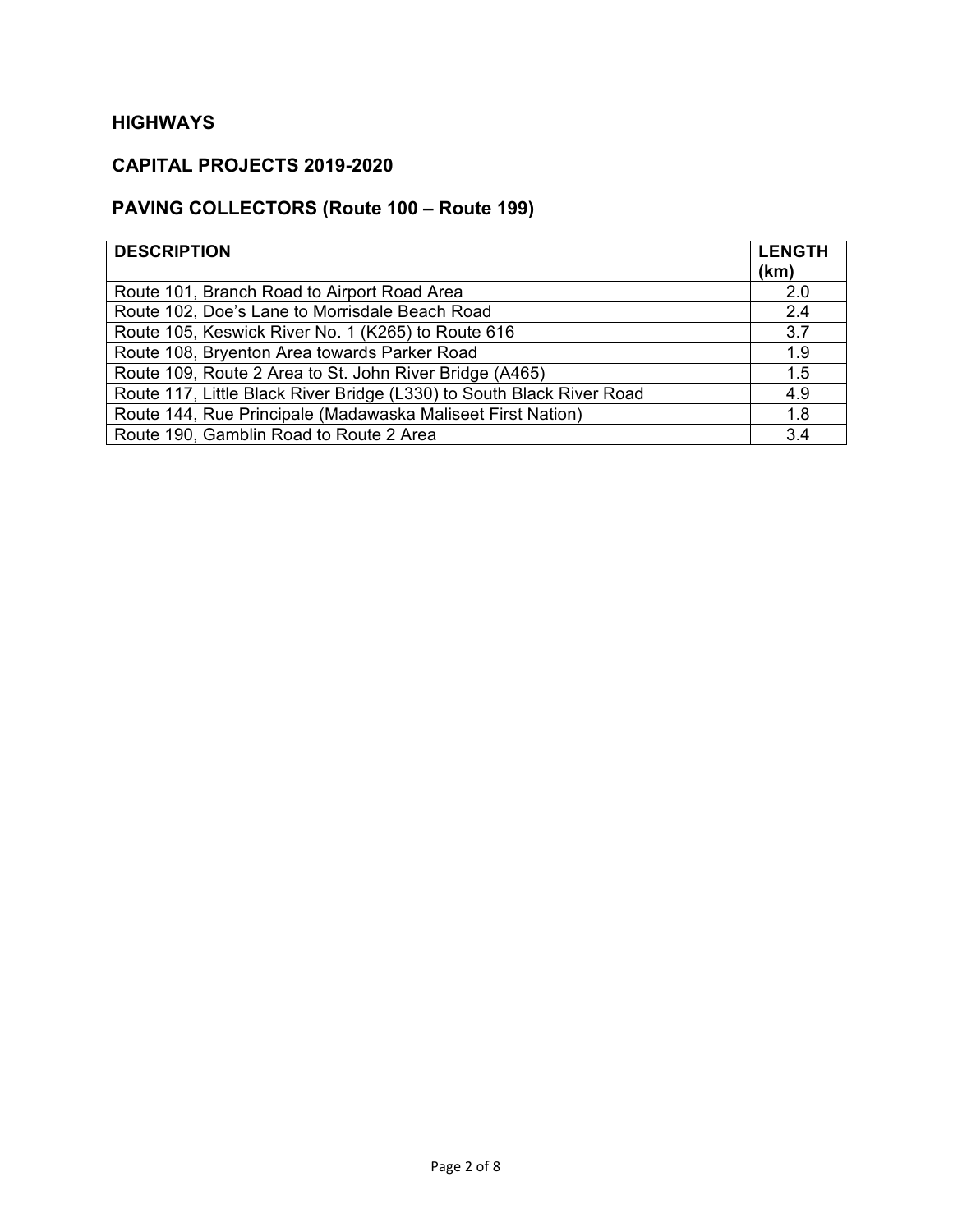## HIGHWAYS

## CAPITAL PROJECTS 2019-2020

## PAVING COLLECTORS (Route 100 – Route 199)

| DESCRIPTION | LENGTH (km) |
|---|---|
| Route 101, Branch Road to Airport Road Area | 2.0 |
| Route 102, Doe's Lane to Morrisdale Beach Road | 2.4 |
| Route 105, Keswick River No. 1 (K265) to Route 616 | 3.7 |
| Route 108, Bryenton Area towards Parker Road | 1.9 |
| Route 109, Route 2 Area to St. John River Bridge (A465) | 1.5 |
| Route 117, Little Black River Bridge (L330) to South Black River Road | 4.9 |
| Route 144, Rue Principale (Madawaska Maliseet First Nation) | 1.8 |
| Route 190, Gamblin Road to Route 2 Area | 3.4 |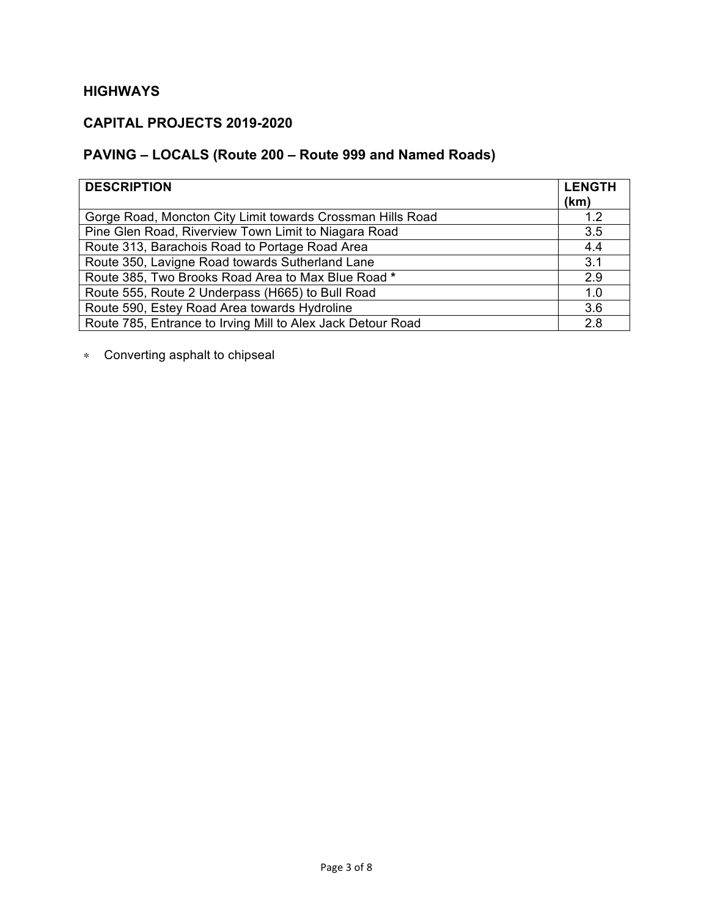## HIGHWAYS

## CAPITAL PROJECTS 2019-2020

## PAVING – LOCALS (Route 200 – Route 999 and Named Roads)

| DESCRIPTION | LENGTH (km) |
|---|---|
| Gorge Road, Moncton City Limit towards Crossman Hills Road | 1.2 |
| Pine Glen Road, Riverview Town Limit to Niagara Road | 3.5 |
| Route 313, Barachois Road to Portage Road Area | 4.4 |
| Route 350, Lavigne Road towards Sutherland Lane | 3.1 |
| Route 385, Two Brooks Road Area to Max Blue Road * | 2.9 |
| Route 555, Route 2 Underpass (H665) to Bull Road | 1.0 |
| Route 590, Estey Road Area towards Hydroline | 3.6 |
| Route 785, Entrance to Irving Mill to Alex Jack Detour Road | 2.8 |

* Converting asphalt to chipseal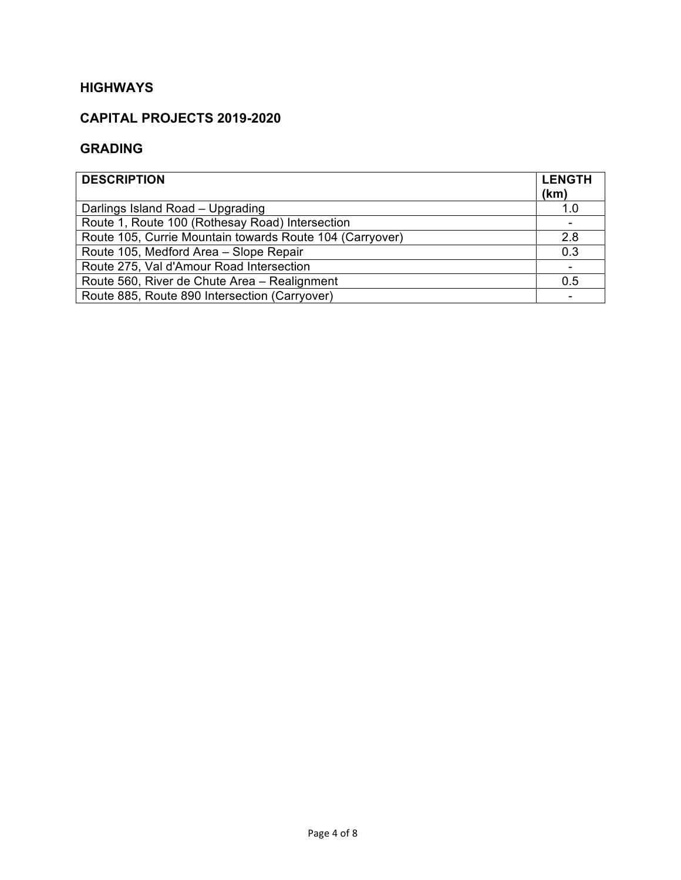## HIGHWAYS

## CAPITAL PROJECTS 2019-2020

## GRADING

| DESCRIPTION | LENGTH (km) |
|---|---|
| Darlings Island Road – Upgrading | 1.0 |
| Route 1, Route 100 (Rothesay Road) Intersection | - |
| Route 105, Currie Mountain towards Route 104 (Carryover) | 2.8 |
| Route 105, Medford Area – Slope Repair | 0.3 |
| Route 275, Val d'Amour Road Intersection | - |
| Route 560, River de Chute Area – Realignment | 0.5 |
| Route 885, Route 890 Intersection (Carryover) | - |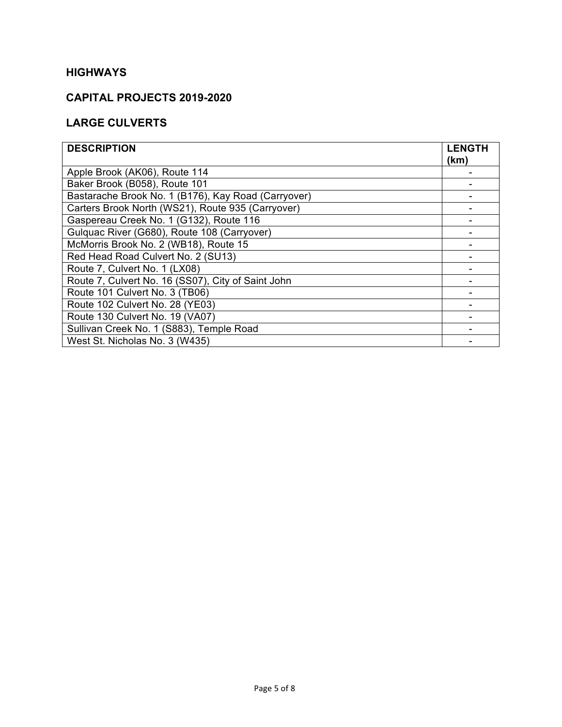## HIGHWAYS

## CAPITAL PROJECTS 2019-2020

## LARGE CULVERTS

| DESCRIPTION | LENGTH (km) |
|---|---|
| Apple Brook (AK06), Route 114 | - |
| Baker Brook (B058), Route 101 | - |
| Bastarache Brook No. 1 (B176), Kay Road (Carryover) | - |
| Carters Brook North (WS21), Route 935 (Carryover) | - |
| Gaspereau Creek No. 1 (G132), Route 116 | - |
| Gulquac River (G680), Route 108 (Carryover) | - |
| McMorris Brook No. 2 (WB18), Route 15 | - |
| Red Head Road Culvert No. 2 (SU13) | - |
| Route 7, Culvert No. 1 (LX08) | - |
| Route 7, Culvert No. 16 (SS07), City of Saint John | - |
| Route 101 Culvert No. 3 (TB06) | - |
| Route 102 Culvert No. 28 (YE03) | - |
| Route 130 Culvert No. 19 (VA07) | - |
| Sullivan Creek No. 1 (S883), Temple Road | - |
| West St. Nicholas No. 3 (W435) | - |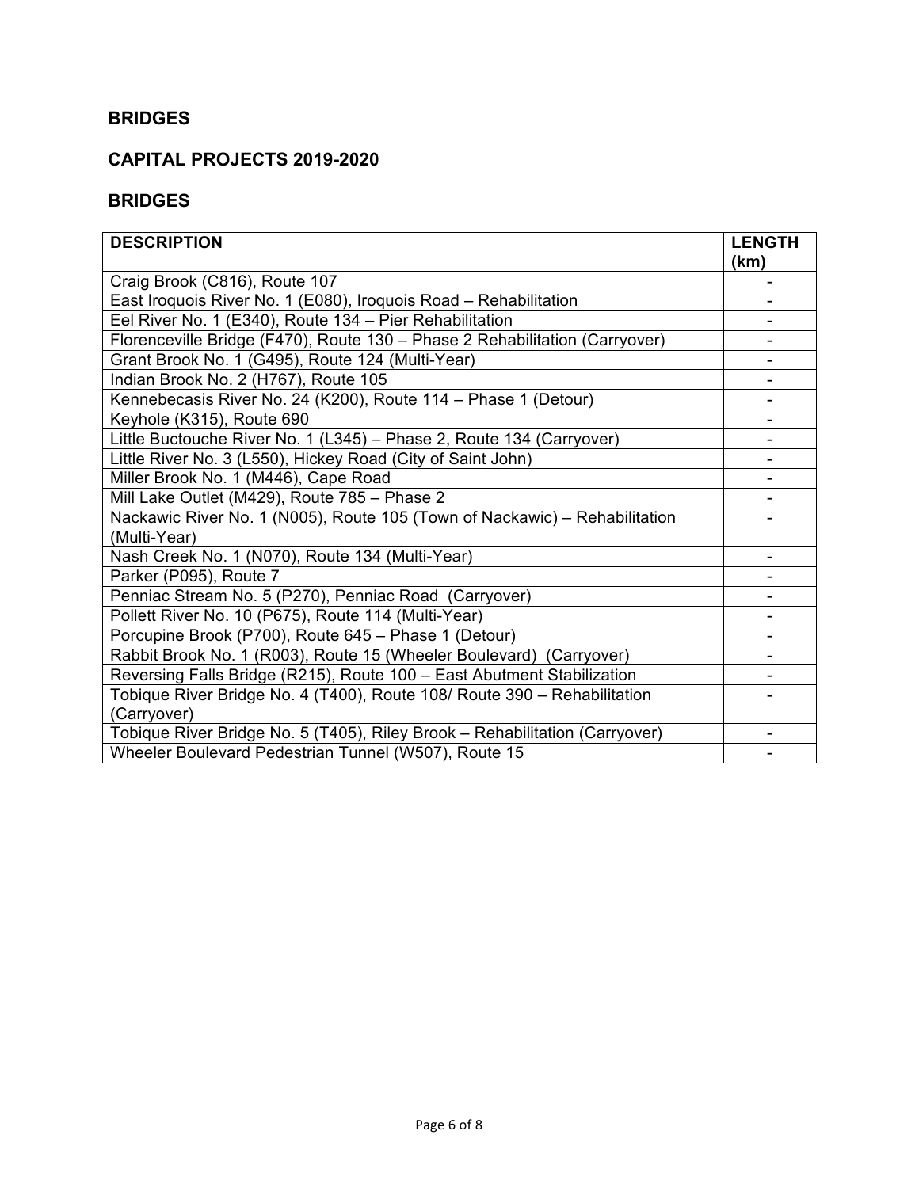## BRIDGES

## CAPITAL PROJECTS 2019-2020

## BRIDGES

| DESCRIPTION | LENGTH (km) |
|---|---|
| Craig Brook (C816), Route 107 | - |
| East Iroquois River No. 1 (E080), Iroquois Road – Rehabilitation | - |
| Eel River No. 1 (E340), Route 134 – Pier Rehabilitation | - |
| Florenceville Bridge (F470), Route 130 – Phase 2 Rehabilitation (Carryover) | - |
| Grant Brook No. 1 (G495), Route 124 (Multi-Year) | - |
| Indian Brook No. 2 (H767), Route 105 | - |
| Kennebecasis River No. 24 (K200), Route 114 – Phase 1 (Detour) | - |
| Keyhole (K315), Route 690 | - |
| Little Buctouche River No. 1 (L345) – Phase 2, Route 134 (Carryover) | - |
| Little River No. 3 (L550), Hickey Road (City of Saint John) | - |
| Miller Brook No. 1 (M446), Cape Road | - |
| Mill Lake Outlet (M429), Route 785 – Phase 2 | - |
| Nackawic River No. 1 (N005), Route 105 (Town of Nackawic) – Rehabilitation (Multi-Year) | - |
| Nash Creek No. 1 (N070), Route 134 (Multi-Year) | - |
| Parker (P095), Route 7 | - |
| Penniac Stream No. 5 (P270), Penniac Road (Carryover) | - |
| Pollett River No. 10 (P675), Route 114 (Multi-Year) | - |
| Porcupine Brook (P700), Route 645 – Phase 1 (Detour) | - |
| Rabbit Brook No. 1 (R003), Route 15 (Wheeler Boulevard) (Carryover) | - |
| Reversing Falls Bridge (R215), Route 100 – East Abutment Stabilization | - |
| Tobique River Bridge No. 4 (T400), Route 108/ Route 390 – Rehabilitation (Carryover) | - |
| Tobique River Bridge No. 5 (T405), Riley Brook – Rehabilitation (Carryover) | - |
| Wheeler Boulevard Pedestrian Tunnel (W507), Route 15 | - |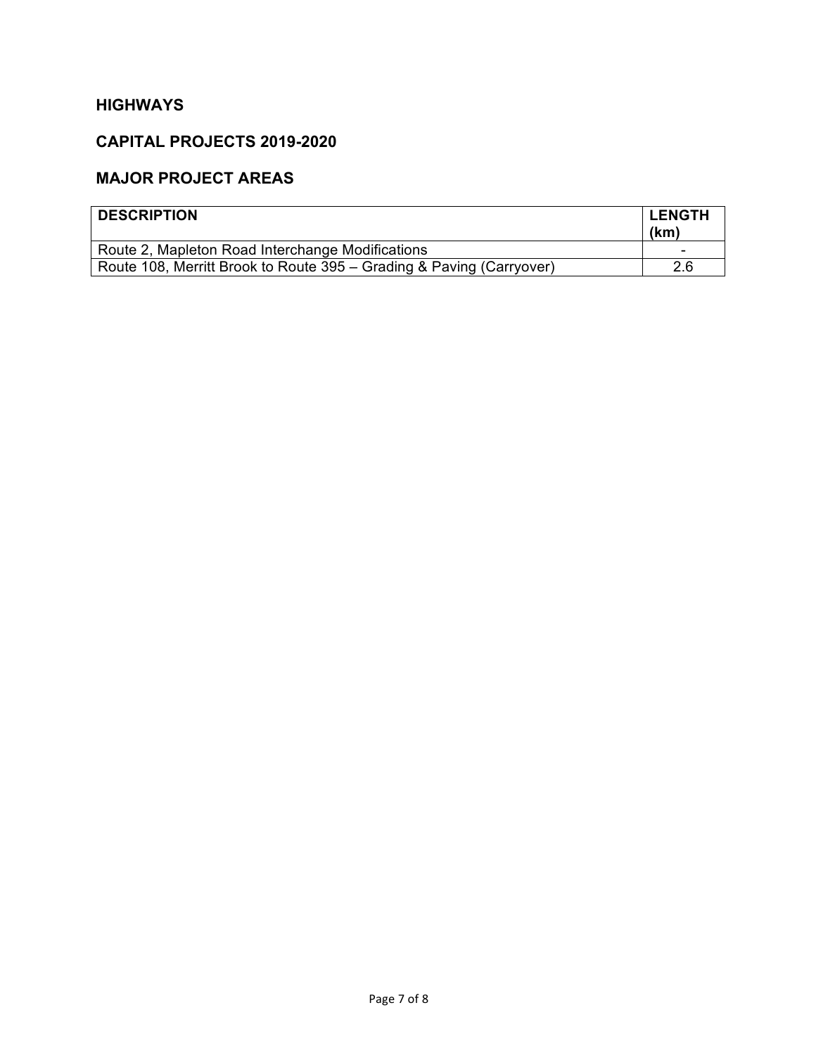## HIGHWAYS

## CAPITAL PROJECTS 2019-2020

## MAJOR PROJECT AREAS

| DESCRIPTION | LENGTH (km) |
| --- | --- |
| Route 2, Mapleton Road Interchange Modifications | - |
| Route 108, Merritt Brook to Route 395 – Grading & Paving (Carryover) | 2.6 |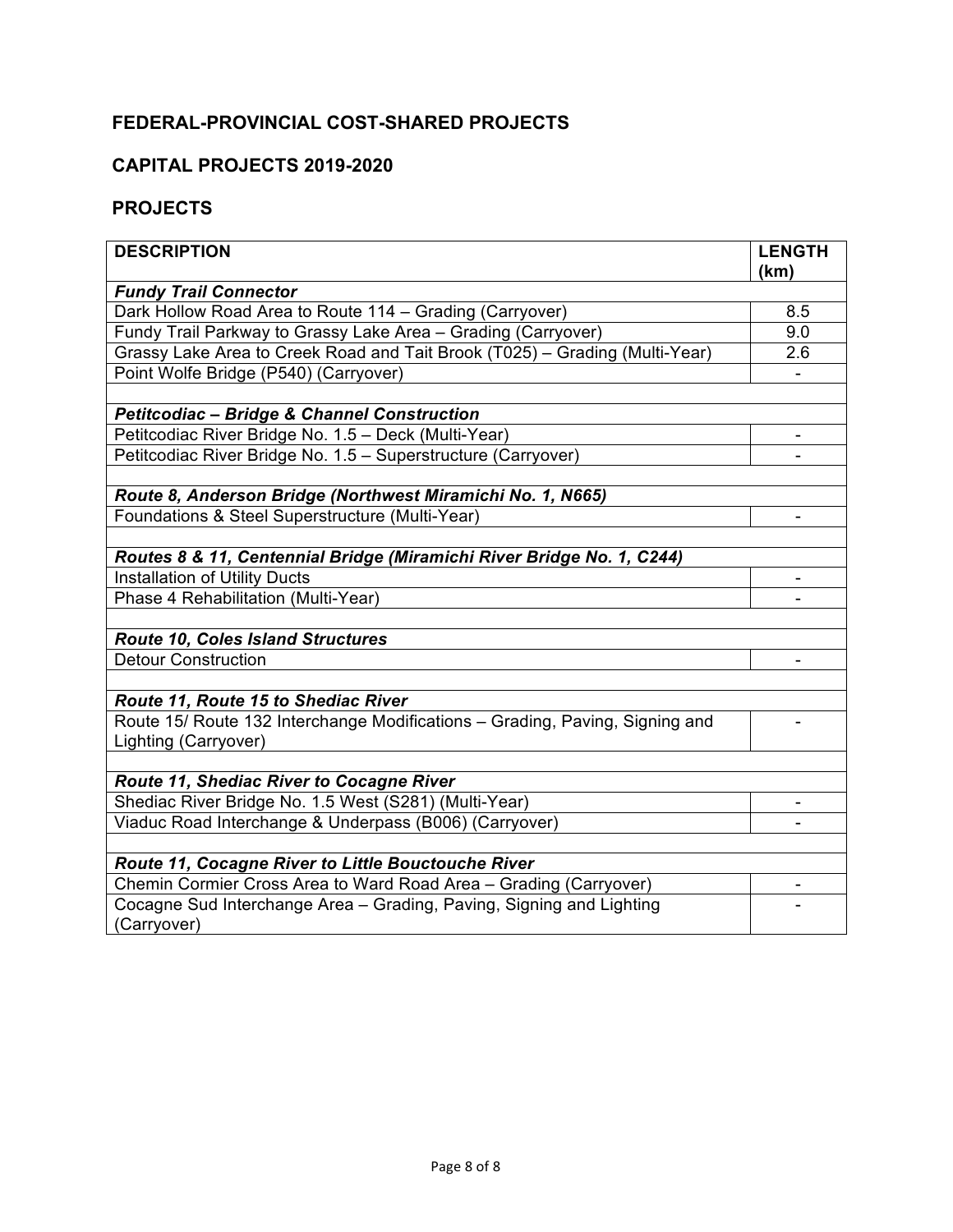## FEDERAL-PROVINCIAL COST-SHARED PROJECTS

## CAPITAL PROJECTS 2019-2020

## PROJECTS

| DESCRIPTION | LENGTH (km) |
|---|---|
| ***Fundy Trail Connector*** | |
| Dark Hollow Road Area to Route 114 – Grading (Carryover) | 8.5 |
| Fundy Trail Parkway to Grassy Lake Area – Grading (Carryover) | 9.0 |
| Grassy Lake Area to Creek Road and Tait Brook (T025) – Grading (Multi-Year) | 2.6 |
| Point Wolfe Bridge (P540) (Carryover) | - |
| | |
| ***Petitcodiac – Bridge & Channel Construction*** | |
| Petitcodiac River Bridge No. 1.5 – Deck (Multi-Year) | - |
| Petitcodiac River Bridge No. 1.5 – Superstructure (Carryover) | - |
| | |
| ***Route 8, Anderson Bridge (Northwest Miramichi No. 1, N665)*** | |
| Foundations & Steel Superstructure (Multi-Year) | - |
| | |
| ***Routes 8 & 11, Centennial Bridge (Miramichi River Bridge No. 1, C244)*** | |
| Installation of Utility Ducts | - |
| Phase 4 Rehabilitation (Multi-Year) | - |
| | |
| ***Route 10, Coles Island Structures*** | |
| Detour Construction | - |
| | |
| ***Route 11, Route 15 to Shediac River*** | |
| Route 15/ Route 132 Interchange Modifications – Grading, Paving, Signing and Lighting (Carryover) | - |
| | |
| ***Route 11, Shediac River to Cocagne River*** | |
| Shediac River Bridge No. 1.5 West (S281) (Multi-Year) | - |
| Viaduc Road Interchange & Underpass (B006) (Carryover) | - |
| | |
| ***Route 11, Cocagne River to Little Bouctouche River*** | |
| Chemin Cormier Cross Area to Ward Road Area – Grading (Carryover) | - |
| Cocagne Sud Interchange Area – Grading, Paving, Signing and Lighting (Carryover) | - |